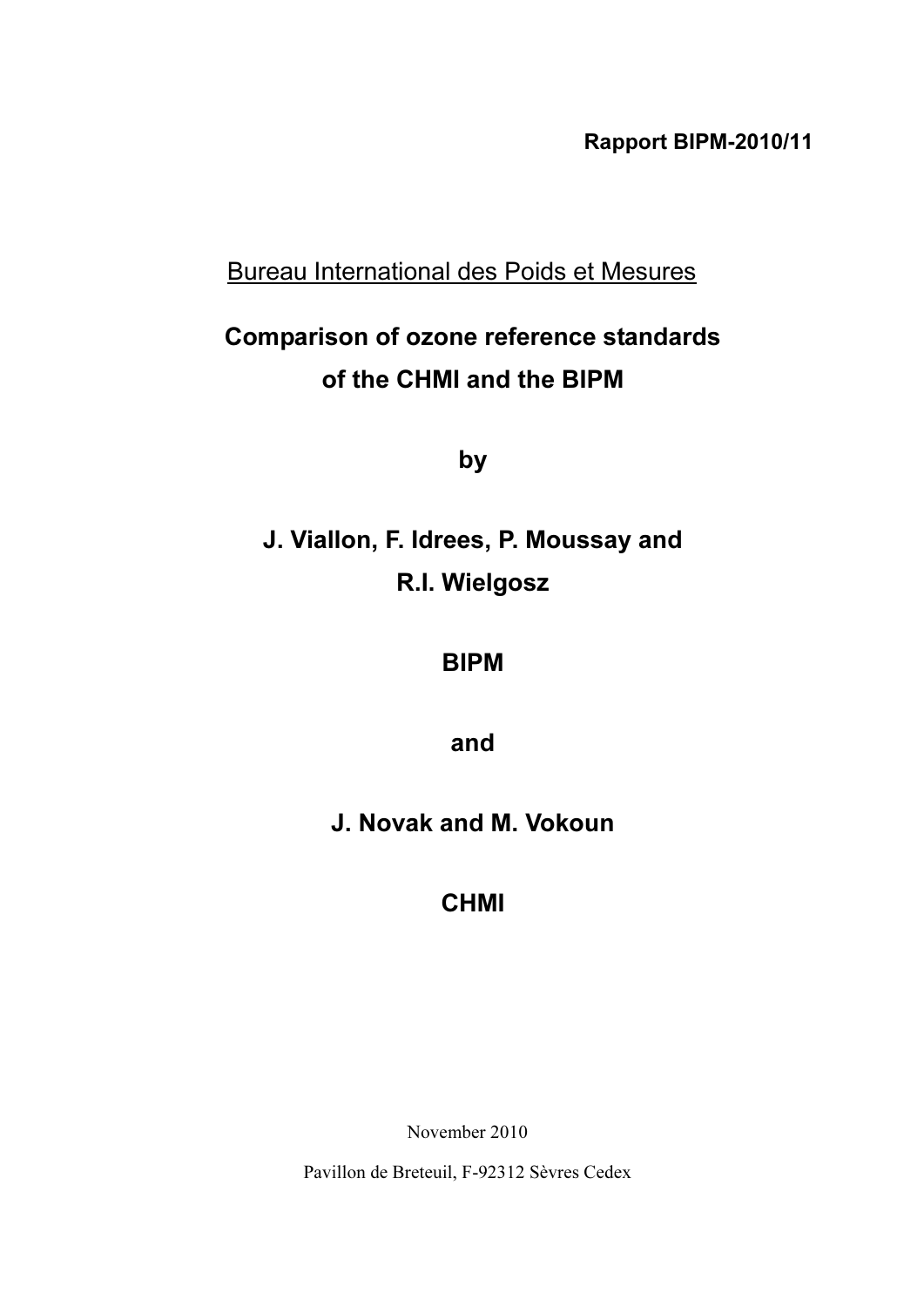**Rapport BIPM-2010/11**

Bureau International des Poids et Mesures

# Comparison of ozone reference standards of the CHMI and the BIPM

**by**

**J. Viallon, F. Idrees, P. Moussay and R.I. Wielgosz**

**BIPM**

**and**

**J. Novak and M. Vokoun**

**CHMI**

November 2010

Pavillon de Breteuil, F-92312 Sèvres Cedex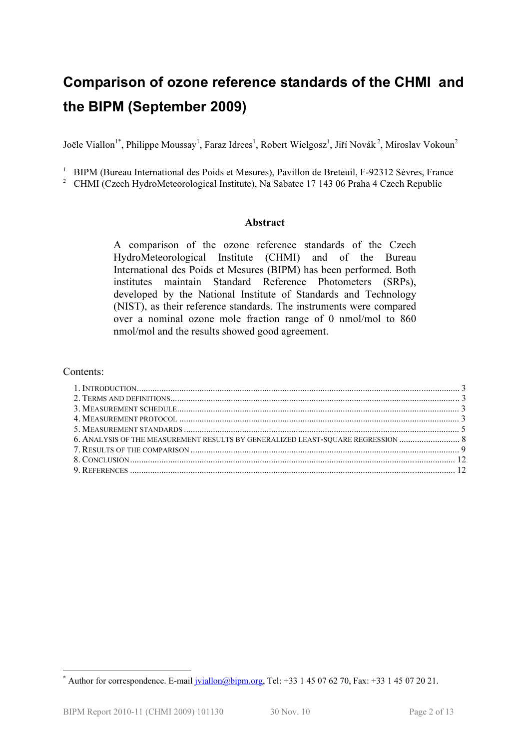# Comparison of ozone reference standards of the CHMI and the BIPM (September 2009)

Joële Viallon[1*], Philippe Moussay[1], Faraz Idrees[1], Robert Wielgosz[1], Jiří Novák[2], Miroslav Vokoun[2]

[1] BIPM (Bureau International des Poids et Mesures), Pavillon de Breteuil, F-92312 Sèvres, France
[2] CHMI (Czech HydroMeteorological Institute), Na Sabatce 17 143 06 Praha 4 Czech Republic

## Abstract

A comparison of the ozone reference standards of the Czech HydroMeteorological Institute (CHMI) and of the Bureau International des Poids et Mesures (BIPM) has been performed. Both institutes maintain Standard Reference Photometers (SRPs), developed by the National Institute of Standards and Technology (NIST), as their reference standards. The instruments were compared over a nominal ozone mole fraction range of 0 nmol/mol to 860 nmol/mol and the results showed good agreement.

Contents:

1. Introduction ..... 3
2. Terms and definitions ..... 3
3. Measurement schedule ..... 3
4. Measurement protocol ..... 3
5. Measurement standards ..... 5
6. Analysis of the measurement results by generalized least-square regression ..... 8
7. Results of the comparison ..... 9
8. Conclusion ..... 12
9. References ..... 12

[*] Author for correspondence. E-mail jviallon@bipm.org, Tel: +33 1 45 07 62 70, Fax: +33 1 45 07 20 21.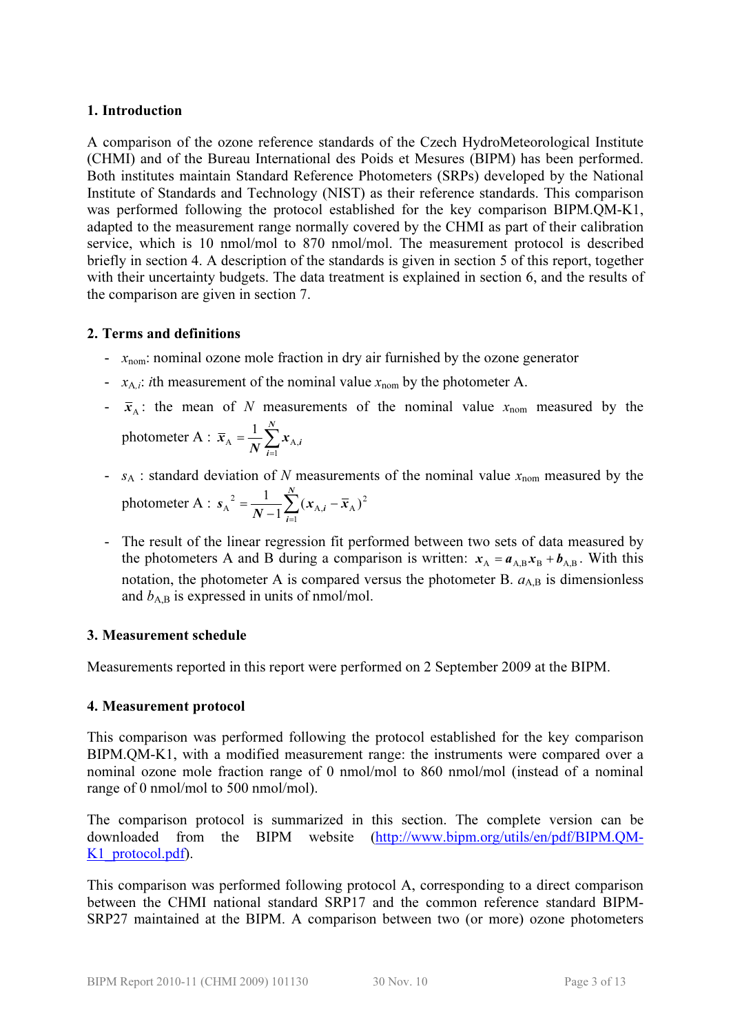## 1. Introduction

A comparison of the ozone reference standards of the Czech HydroMeteorological Institute (CHMI) and of the Bureau International des Poids et Mesures (BIPM) has been performed. Both institutes maintain Standard Reference Photometers (SRPs) developed by the National Institute of Standards and Technology (NIST) as their reference standards. This comparison was performed following the protocol established for the key comparison BIPM.QM-K1, adapted to the measurement range normally covered by the CHMI as part of their calibration service, which is 10 nmol/mol to 870 nmol/mol. The measurement protocol is described briefly in section 4. A description of the standards is given in section 5 of this report, together with their uncertainty budgets. The data treatment is explained in section 6, and the results of the comparison are given in section 7.

## 2. Terms and definitions

- $x_{\mathrm{nom}}$: nominal ozone mole fraction in dry air furnished by the ozone generator
- $x_{\mathrm{A},i}$: $i$th measurement of the nominal value $x_{\mathrm{nom}}$ by the photometer A.
- $\bar{x}_{\mathrm{A}}$: the mean of $N$ measurements of the nominal value $x_{\mathrm{nom}}$ measured by the photometer A : $\bar{x}_{\mathrm{A}} = \dfrac{1}{N}\sum_{i=1}^{N} x_{\mathrm{A},i}$
- $s_{\mathrm{A}}$ : standard deviation of $N$ measurements of the nominal value $x_{\mathrm{nom}}$ measured by the photometer A : $s_{\mathrm{A}}^{2} = \dfrac{1}{N-1}\sum_{i=1}^{N}(x_{\mathrm{A},i} - \bar{x}_{\mathrm{A}})^{2}$
- The result of the linear regression fit performed between two sets of data measured by the photometers A and B during a comparison is written: $x_{\mathrm{A}} = a_{\mathrm{A,B}} x_{\mathrm{B}} + b_{\mathrm{A,B}}$. With this notation, the photometer A is compared versus the photometer B. $a_{\mathrm{A,B}}$ is dimensionless and $b_{\mathrm{A,B}}$ is expressed in units of nmol/mol.

## 3. Measurement schedule

Measurements reported in this report were performed on 2 September 2009 at the BIPM.

## 4. Measurement protocol

This comparison was performed following the protocol established for the key comparison BIPM.QM-K1, with a modified measurement range: the instruments were compared over a nominal ozone mole fraction range of 0 nmol/mol to 860 nmol/mol (instead of a nominal range of 0 nmol/mol to 500 nmol/mol).

The comparison protocol is summarized in this section. The complete version can be downloaded from the BIPM website (http://www.bipm.org/utils/en/pdf/BIPM.QM-K1_protocol.pdf).

This comparison was performed following protocol A, corresponding to a direct comparison between the CHMI national standard SRP17 and the common reference standard BIPM-SRP27 maintained at the BIPM. A comparison between two (or more) ozone photometers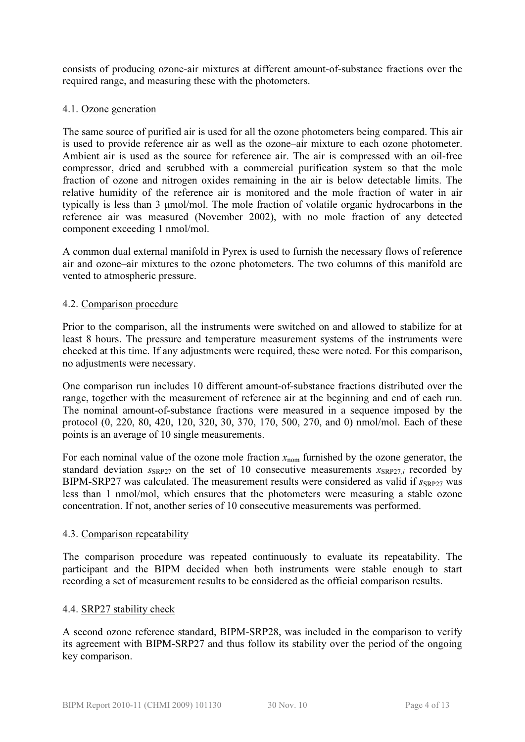consists of producing ozone-air mixtures at different amount-of-substance fractions over the required range, and measuring these with the photometers.

### 4.1. Ozone generation

The same source of purified air is used for all the ozone photometers being compared. This air is used to provide reference air as well as the ozone–air mixture to each ozone photometer. Ambient air is used as the source for reference air. The air is compressed with an oil-free compressor, dried and scrubbed with a commercial purification system so that the mole fraction of ozone and nitrogen oxides remaining in the air is below detectable limits. The relative humidity of the reference air is monitored and the mole fraction of water in air typically is less than 3 µmol/mol. The mole fraction of volatile organic hydrocarbons in the reference air was measured (November 2002), with no mole fraction of any detected component exceeding 1 nmol/mol.

A common dual external manifold in Pyrex is used to furnish the necessary flows of reference air and ozone–air mixtures to the ozone photometers. The two columns of this manifold are vented to atmospheric pressure.

### 4.2. Comparison procedure

Prior to the comparison, all the instruments were switched on and allowed to stabilize for at least 8 hours. The pressure and temperature measurement systems of the instruments were checked at this time. If any adjustments were required, these were noted. For this comparison, no adjustments were necessary.

One comparison run includes 10 different amount-of-substance fractions distributed over the range, together with the measurement of reference air at the beginning and end of each run. The nominal amount-of-substance fractions were measured in a sequence imposed by the protocol (0, 220, 80, 420, 120, 320, 30, 370, 170, 500, 270, and 0) nmol/mol. Each of these points is an average of 10 single measurements.

For each nominal value of the ozone mole fraction $x_{\mathrm{nom}}$ furnished by the ozone generator, the standard deviation $s_{\mathrm{SRP27}}$ on the set of 10 consecutive measurements $x_{\mathrm{SRP27},i}$ recorded by BIPM-SRP27 was calculated. The measurement results were considered as valid if $s_{\mathrm{SRP27}}$ was less than 1 nmol/mol, which ensures that the photometers were measuring a stable ozone concentration. If not, another series of 10 consecutive measurements was performed.

### 4.3. Comparison repeatability

The comparison procedure was repeated continuously to evaluate its repeatability. The participant and the BIPM decided when both instruments were stable enough to start recording a set of measurement results to be considered as the official comparison results.

### 4.4. SRP27 stability check

A second ozone reference standard, BIPM-SRP28, was included in the comparison to verify its agreement with BIPM-SRP27 and thus follow its stability over the period of the ongoing key comparison.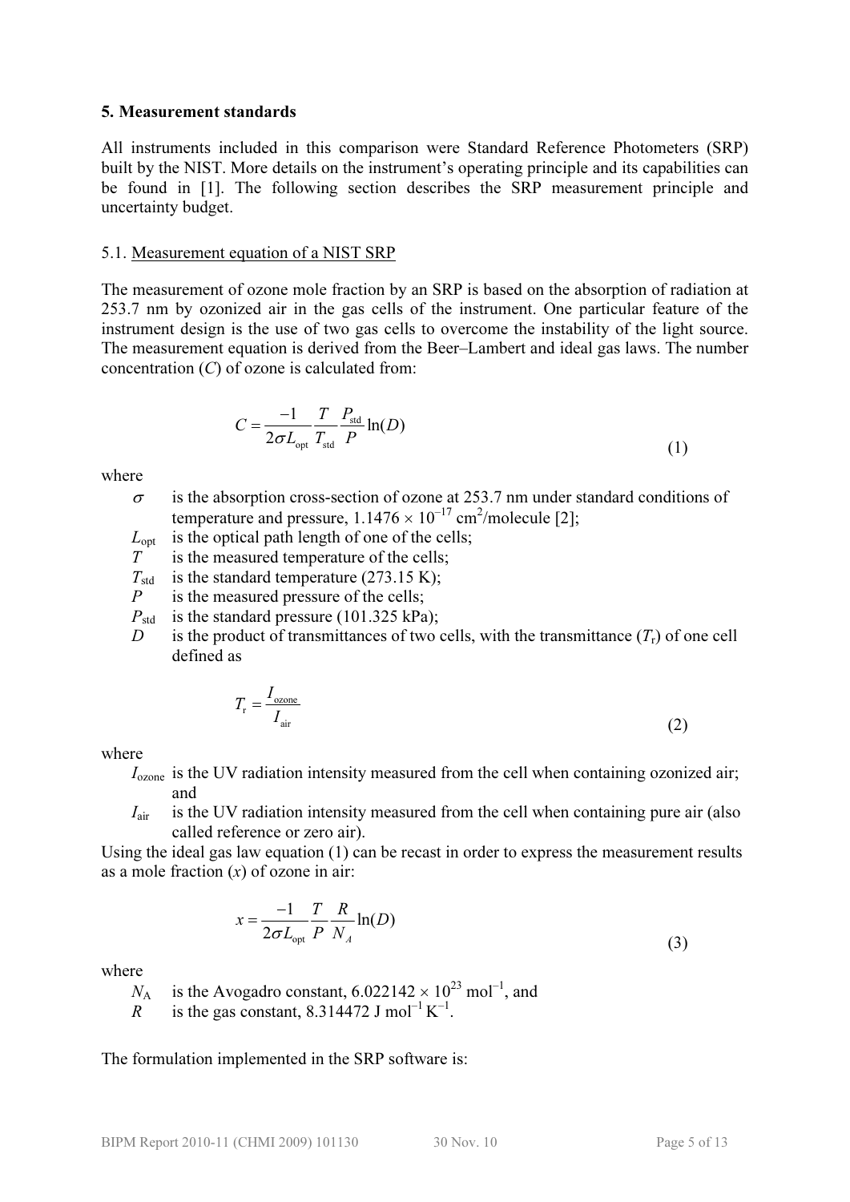**5. Measurement standards**

All instruments included in this comparison were Standard Reference Photometers (SRP) built by the NIST. More details on the instrument's operating principle and its capabilities can be found in [1]. The following section describes the SRP measurement principle and uncertainty budget.

5.1. Measurement equation of a NIST SRP

The measurement of ozone mole fraction by an SRP is based on the absorption of radiation at 253.7 nm by ozonized air in the gas cells of the instrument. One particular feature of the instrument design is the use of two gas cells to overcome the instability of the light source. The measurement equation is derived from the Beer–Lambert and ideal gas laws. The number concentration ($C$) of ozone is calculated from:

$$C = \frac{-1}{2\sigma L_{\text{opt}}} \frac{T}{T_{\text{std}}} \frac{P_{\text{std}}}{P} \ln(D) \tag{1}$$

where

- $\sigma$ is the absorption cross-section of ozone at 253.7 nm under standard conditions of temperature and pressure, $1.1476 \times 10^{-17}$ cm$^2$/molecule [2];
- $L_{\text{opt}}$ is the optical path length of one of the cells;
- $T$ is the measured temperature of the cells;
- $T_{\text{std}}$ is the standard temperature (273.15 K);
- $P$ is the measured pressure of the cells;
- $P_{\text{std}}$ is the standard pressure (101.325 kPa);
- $D$ is the product of transmittances of two cells, with the transmittance ($T_{\text{r}}$) of one cell defined as

$$T_{\text{r}} = \frac{I_{\text{ozone}}}{I_{\text{air}}} \tag{2}$$

where

- $I_{\text{ozone}}$ is the UV radiation intensity measured from the cell when containing ozonized air; and
- $I_{\text{air}}$ is the UV radiation intensity measured from the cell when containing pure air (also called reference or zero air).

Using the ideal gas law equation (1) can be recast in order to express the measurement results as a mole fraction ($x$) of ozone in air:

$$x = \frac{-1}{2\sigma L_{\text{opt}}} \frac{T}{P} \frac{R}{N_A} \ln(D) \tag{3}$$

where

- $N_{\text{A}}$ is the Avogadro constant, $6.022142 \times 10^{23}$ mol$^{-1}$, and
- $R$ is the gas constant, 8.314472 J mol$^{-1}$ K$^{-1}$.

The formulation implemented in the SRP software is: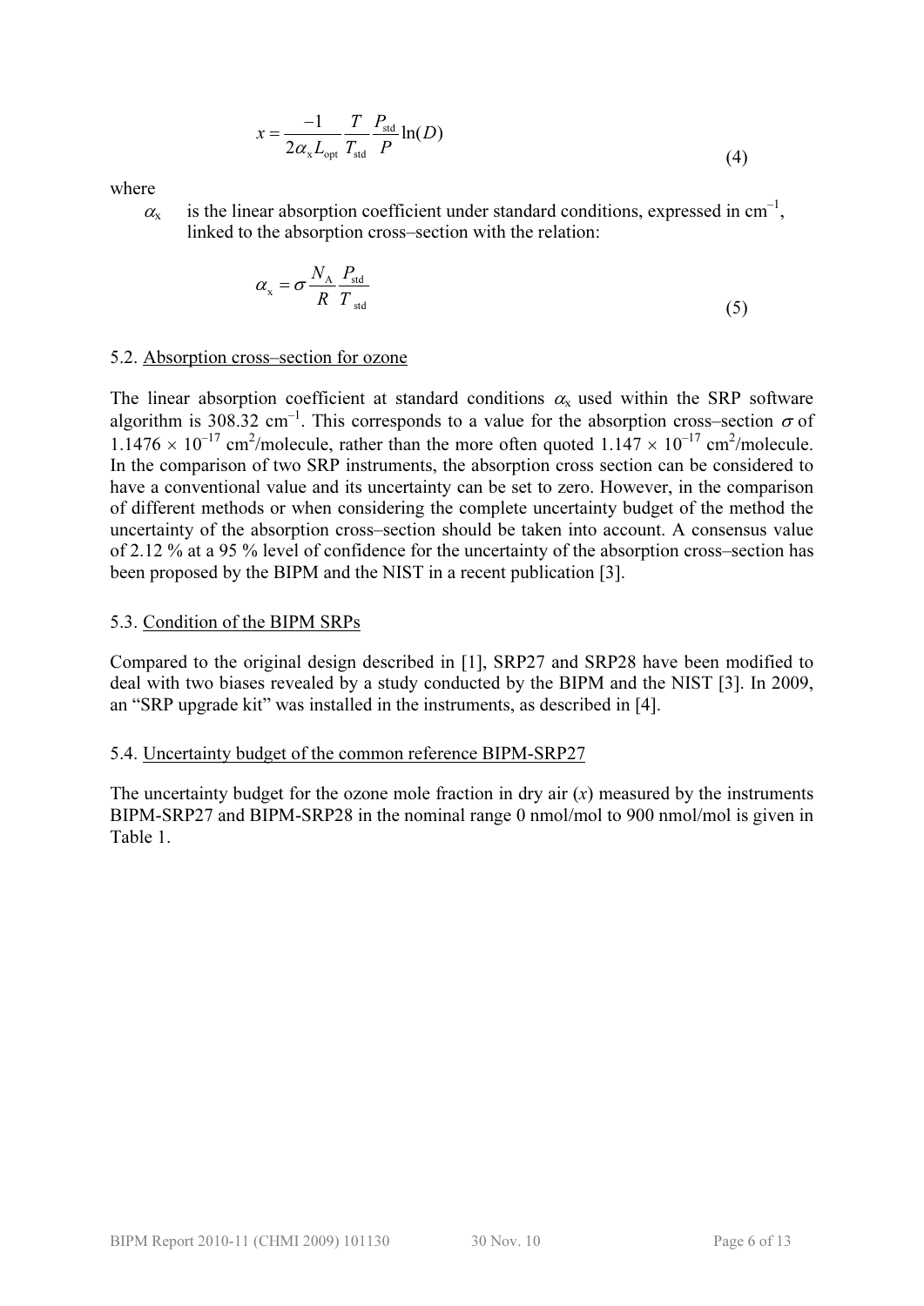$$x = \frac{-1}{2\alpha_x L_{opt}} \frac{T}{T_{std}} \frac{P_{std}}{P} \ln(D) \tag{4}$$

where

$\alpha_x$ is the linear absorption coefficient under standard conditions, expressed in $cm^{-1}$, linked to the absorption cross–section with the relation:

$$\alpha_x = \sigma \frac{N_A}{R} \frac{P_{std}}{T_{std}} \tag{5}$$

5.2. Absorption cross–section for ozone

The linear absorption coefficient at standard conditions $\alpha_x$ used within the SRP software algorithm is 308.32 $cm^{-1}$. This corresponds to a value for the absorption cross–section $\sigma$ of $1.1476 \times 10^{-17}$ $cm^2$/molecule, rather than the more often quoted $1.147 \times 10^{-17}$ $cm^2$/molecule. In the comparison of two SRP instruments, the absorption cross section can be considered to have a conventional value and its uncertainty can be set to zero. However, in the comparison of different methods or when considering the complete uncertainty budget of the method the uncertainty of the absorption cross–section should be taken into account. A consensus value of 2.12 % at a 95 % level of confidence for the uncertainty of the absorption cross–section has been proposed by the BIPM and the NIST in a recent publication [3].

5.3. Condition of the BIPM SRPs

Compared to the original design described in [1], SRP27 and SRP28 have been modified to deal with two biases revealed by a study conducted by the BIPM and the NIST [3]. In 2009, an "SRP upgrade kit" was installed in the instruments, as described in [4].

5.4. Uncertainty budget of the common reference BIPM-SRP27

The uncertainty budget for the ozone mole fraction in dry air ($x$) measured by the instruments BIPM-SRP27 and BIPM-SRP28 in the nominal range 0 nmol/mol to 900 nmol/mol is given in Table 1.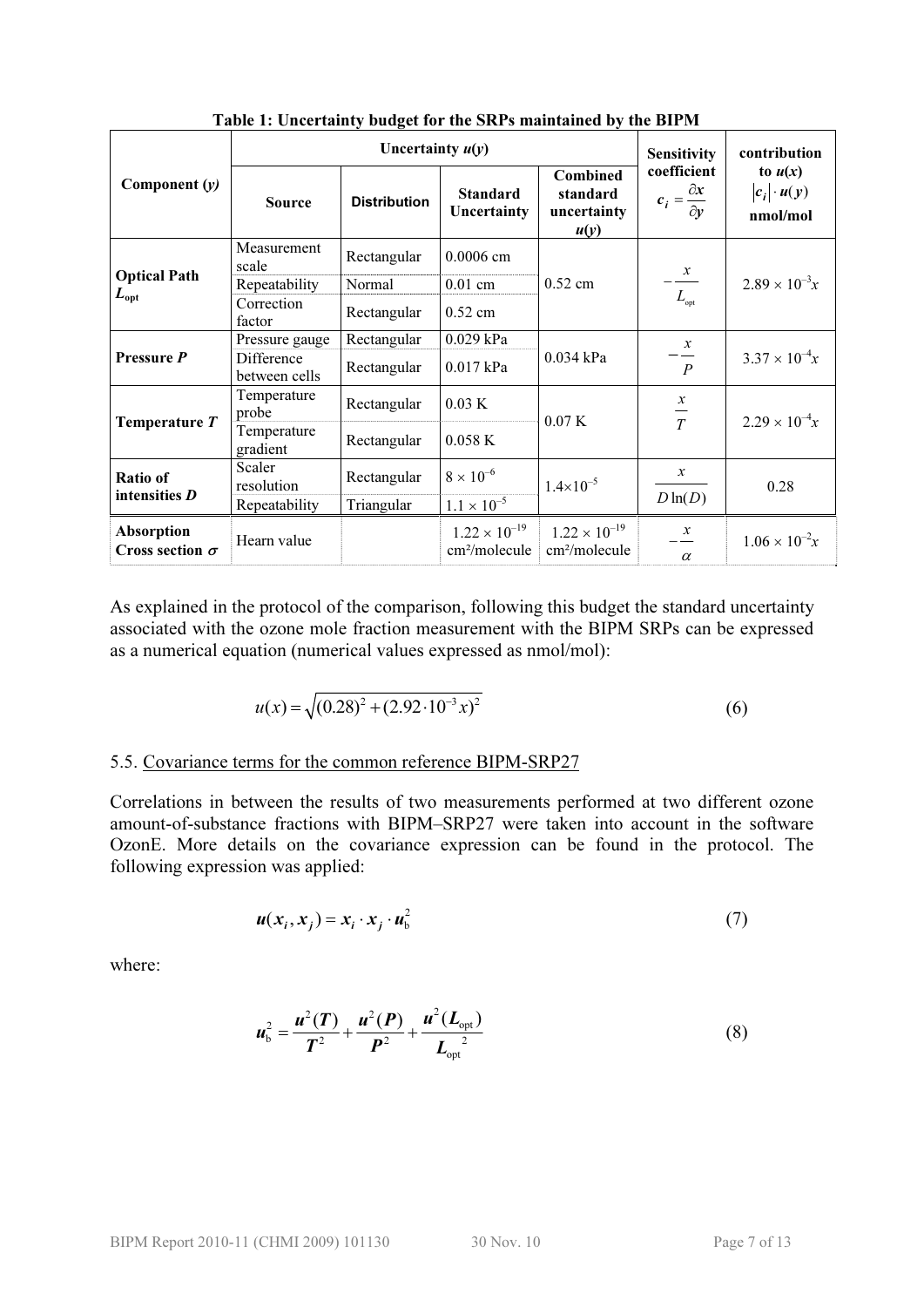**Table 1: Uncertainty budget for the SRPs maintained by the BIPM**

| Component ($y$) | Uncertainty $u(y)$ | | | | Sensitivity coefficient $c_i = \frac{\partial x}{\partial y}$ | contribution to $u(x)$ $\lvert c_i \rvert \cdot u(y)$ nmol/mol |
|---|---|---|---|---|---|---|
| | Source | Distribution | Standard Uncertainty | Combined standard uncertainty $u(y)$ | | |
| Optical Path $L_{opt}$ | Measurement scale | Rectangular | 0.0006 cm | 0.52 cm | $-\frac{x}{L_{opt}}$ | $2.89 \times 10^{-3}x$ |
| | Repeatability | Normal | 0.01 cm | | | |
| | Correction factor | Rectangular | 0.52 cm | | | |
| Pressure $P$ | Pressure gauge | Rectangular | 0.029 kPa | 0.034 kPa | $-\frac{x}{P}$ | $3.37 \times 10^{-4}x$ |
| | Difference between cells | Rectangular | 0.017 kPa | | | |
| Temperature $T$ | Temperature probe | Rectangular | 0.03 K | 0.07 K | $\frac{x}{T}$ | $2.29 \times 10^{-4}x$ |
| | Temperature gradient | Rectangular | 0.058 K | | | |
| Ratio of intensities $D$ | Scaler resolution | Rectangular | $8 \times 10^{-6}$ | $1.4 \times 10^{-5}$ | $\frac{x}{D \ln(D)}$ | 0.28 |
| | Repeatability | Triangular | $1.1 \times 10^{-5}$ | | | |
| Absorption Cross section $\sigma$ | Hearn value | | $1.22 \times 10^{-19}$ cm²/molecule | $1.22 \times 10^{-19}$ cm²/molecule | $-\frac{x}{\alpha}$ | $1.06 \times 10^{-2}x$ |

As explained in the protocol of the comparison, following this budget the standard uncertainty associated with the ozone mole fraction measurement with the BIPM SRPs can be expressed as a numerical equation (numerical values expressed as nmol/mol):

$$u(x) = \sqrt{(0.28)^2 + (2.92 \cdot 10^{-3} x)^2} \tag{6}$$

## 5.5. Covariance terms for the common reference BIPM-SRP27

Correlations in between the results of two measurements performed at two different ozone amount-of-substance fractions with BIPM–SRP27 were taken into account in the software OzonE. More details on the covariance expression can be found in the protocol. The following expression was applied:

$$\boldsymbol{u}(\boldsymbol{x}_i, \boldsymbol{x}_j) = \boldsymbol{x}_i \cdot \boldsymbol{x}_j \cdot \boldsymbol{u}_\mathrm{b}^2 \tag{7}$$

where:

$$\boldsymbol{u}_\mathrm{b}^2 = \frac{\boldsymbol{u}^2(\boldsymbol{T})}{\boldsymbol{T}^2} + \frac{\boldsymbol{u}^2(\boldsymbol{P})}{\boldsymbol{P}^2} + \frac{\boldsymbol{u}^2(\boldsymbol{L}_\mathrm{opt})}{\boldsymbol{L}_\mathrm{opt}{}^2} \tag{8}$$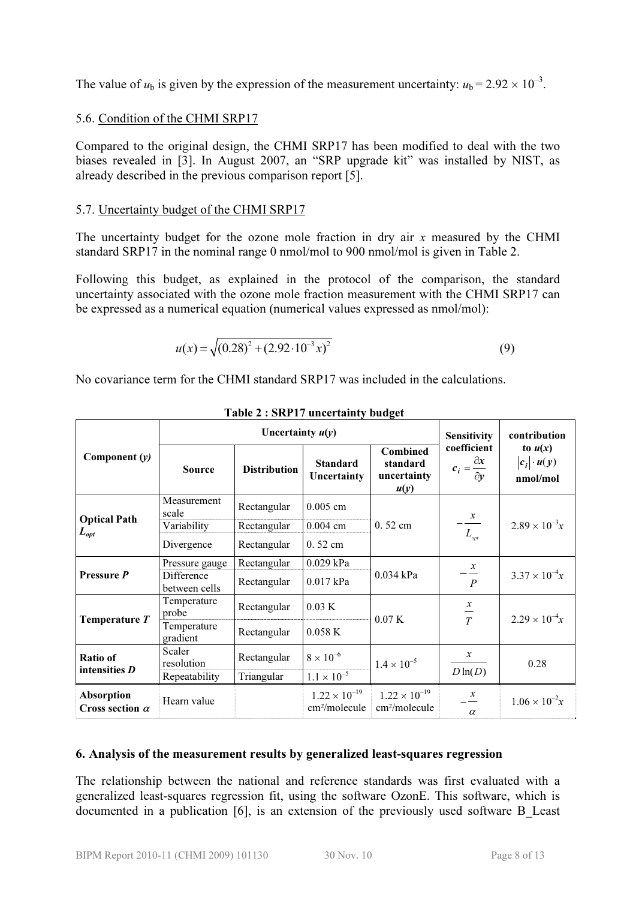The value of $u_b$ is given by the expression of the measurement uncertainty: $u_b = 2.92 \times 10^{-3}$.

### 5.6. Condition of the CHMI SRP17

Compared to the original design, the CHMI SRP17 has been modified to deal with the two biases revealed in [3]. In August 2007, an "SRP upgrade kit" was installed by NIST, as already described in the previous comparison report [5].

### 5.7. Uncertainty budget of the CHMI SRP17

The uncertainty budget for the ozone mole fraction in dry air $x$ measured by the CHMI standard SRP17 in the nominal range 0 nmol/mol to 900 nmol/mol is given in Table 2.

Following this budget, as explained in the protocol of the comparison, the standard uncertainty associated with the ozone mole fraction measurement with the CHMI SRP17 can be expressed as a numerical equation (numerical values expressed as nmol/mol):

$$u(x) = \sqrt{(0.28)^2 + (2.92 \cdot 10^{-3} x)^2} \tag{9}$$

No covariance term for the CHMI standard SRP17 was included in the calculations.

**Table 2 : SRP17 uncertainty budget**

| Component ($y$) | Uncertainty $u(y)$ | | | | Sensitivity coefficient $c_i = \frac{\partial x}{\partial y}$ | contribution to $u(x)$ $\lvert c_i \rvert \cdot u(y)$ nmol/mol |
|---|---|---|---|---|---|---|
| | Source | Distribution | Standard Uncertainty | Combined standard uncertainty $u(y)$ | | |
| Optical Path $L_{opt}$ | Measurement scale | Rectangular | 0.005 cm | 0. 52 cm | $-\frac{x}{L_{opt}}$ | $2.89 \times 10^{-3} x$ |
| | Variability | Rectangular | 0.004 cm | | | |
| | Divergence | Rectangular | 0. 52 cm | | | |
| Pressure $P$ | Pressure gauge | Rectangular | 0.029 kPa | 0.034 kPa | $-\frac{x}{P}$ | $3.37 \times 10^{-4} x$ |
| | Difference between cells | Rectangular | 0.017 kPa | | | |
| Temperature $T$ | Temperature probe | Rectangular | 0.03 K | 0.07 K | $\frac{x}{T}$ | $2.29 \times 10^{-4} x$ |
| | Temperature gradient | Rectangular | 0.058 K | | | |
| Ratio of intensities $D$ | Scaler resolution | Rectangular | $8 \times 10^{-6}$ | $1.4 \times 10^{-5}$ | $\frac{x}{D \ln(D)}$ | 0.28 |
| | Repeatability | Triangular | $1.1 \times 10^{-5}$ | | | |
| Absorption Cross section $\alpha$ | Hearn value | | $1.22 \times 10^{-19}$ cm²/molecule | $1.22 \times 10^{-19}$ cm²/molecule | $-\frac{x}{\alpha}$ | $1.06 \times 10^{-2} x$ |

## 6. Analysis of the measurement results by generalized least-squares regression

The relationship between the national and reference standards was first evaluated with a generalized least-squares regression fit, using the software OzonE. This software, which is documented in a publication [6], is an extension of the previously used software B_Least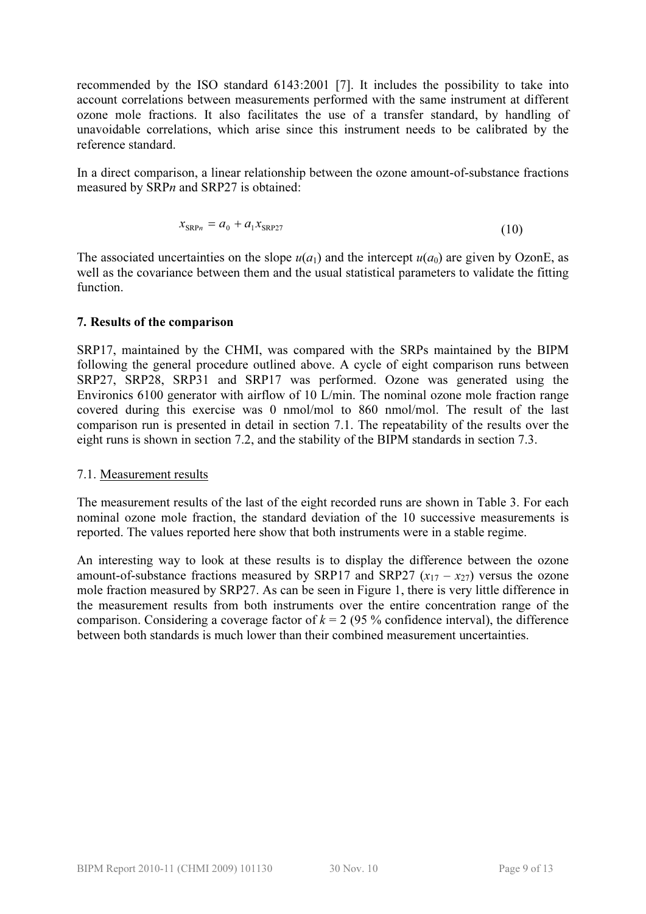recommended by the ISO standard 6143:2001 [7]. It includes the possibility to take into account correlations between measurements performed with the same instrument at different ozone mole fractions. It also facilitates the use of a transfer standard, by handling of unavoidable correlations, which arise since this instrument needs to be calibrated by the reference standard.

In a direct comparison, a linear relationship between the ozone amount-of-substance fractions measured by SRP*n* and SRP27 is obtained:

$$x_{\mathrm{SRP}n} = a_0 + a_1 x_{\mathrm{SRP27}} \tag{10}$$

The associated uncertainties on the slope $u(a_1)$ and the intercept $u(a_0)$ are given by OzonE, as well as the covariance between them and the usual statistical parameters to validate the fitting function.

## 7. Results of the comparison

SRP17, maintained by the CHMI, was compared with the SRPs maintained by the BIPM following the general procedure outlined above. A cycle of eight comparison runs between SRP27, SRP28, SRP31 and SRP17 was performed. Ozone was generated using the Environics 6100 generator with airflow of 10 L/min. The nominal ozone mole fraction range covered during this exercise was 0 nmol/mol to 860 nmol/mol. The result of the last comparison run is presented in detail in section 7.1. The repeatability of the results over the eight runs is shown in section 7.2, and the stability of the BIPM standards in section 7.3.

### 7.1. Measurement results

The measurement results of the last of the eight recorded runs are shown in Table 3. For each nominal ozone mole fraction, the standard deviation of the 10 successive measurements is reported. The values reported here show that both instruments were in a stable regime.

An interesting way to look at these results is to display the difference between the ozone amount-of-substance fractions measured by SRP17 and SRP27 ($x_{17} - x_{27}$) versus the ozone mole fraction measured by SRP27. As can be seen in Figure 1, there is very little difference in the measurement results from both instruments over the entire concentration range of the comparison. Considering a coverage factor of $k = 2$ (95 % confidence interval), the difference between both standards is much lower than their combined measurement uncertainties.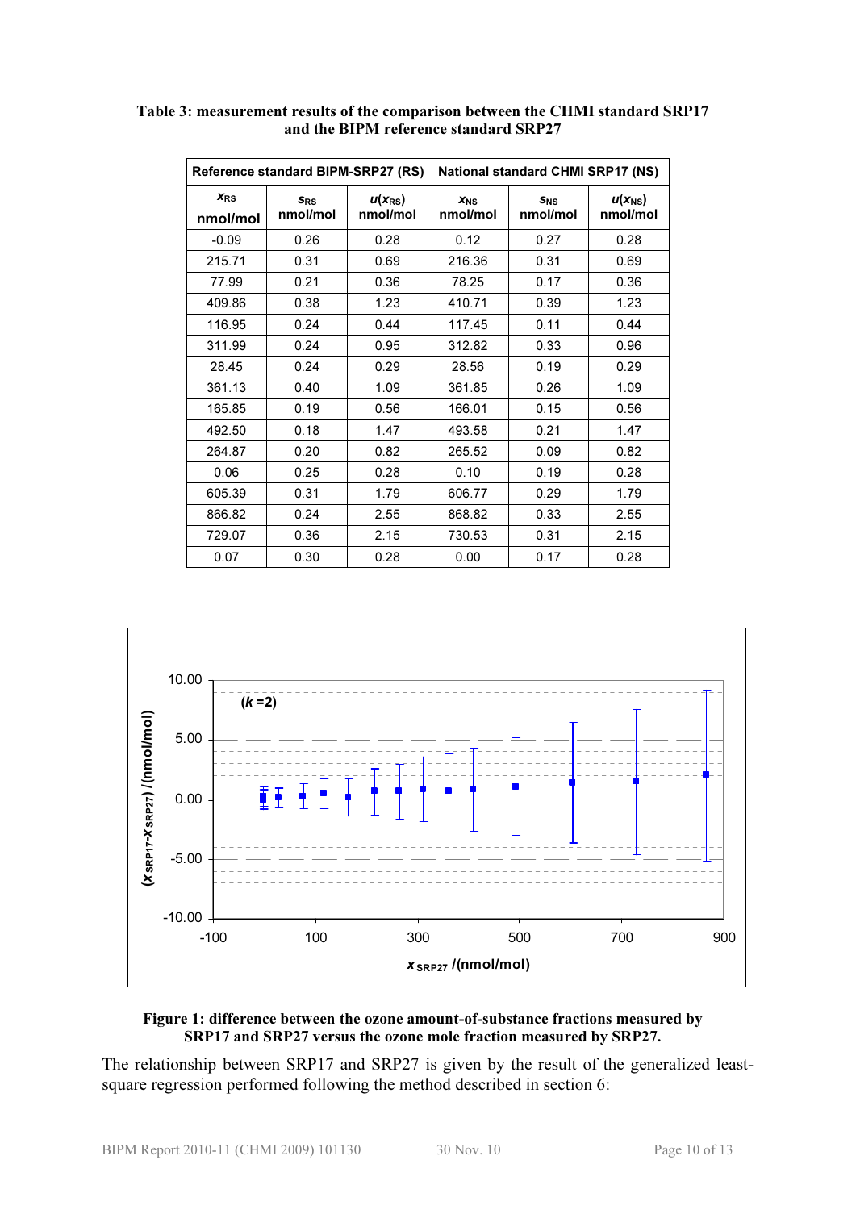**Table 3: measurement results of the comparison between the CHMI standard SRP17 and the BIPM reference standard SRP27**

| Reference standard BIPM-SRP27 (RS) | | | National standard CHMI SRP17 (NS) | | |
|---|---|---|---|---|---|
| $x_{RS}$ nmol/mol | $s_{RS}$ nmol/mol | $u(x_{RS})$ nmol/mol | $x_{NS}$ nmol/mol | $s_{NS}$ nmol/mol | $u(x_{NS})$ nmol/mol |
| -0.09 | 0.26 | 0.28 | 0.12 | 0.27 | 0.28 |
| 215.71 | 0.31 | 0.69 | 216.36 | 0.31 | 0.69 |
| 77.99 | 0.21 | 0.36 | 78.25 | 0.17 | 0.36 |
| 409.86 | 0.38 | 1.23 | 410.71 | 0.39 | 1.23 |
| 116.95 | 0.24 | 0.44 | 117.45 | 0.11 | 0.44 |
| 311.99 | 0.24 | 0.95 | 312.82 | 0.33 | 0.96 |
| 28.45 | 0.24 | 0.29 | 28.56 | 0.19 | 0.29 |
| 361.13 | 0.40 | 1.09 | 361.85 | 0.26 | 1.09 |
| 165.85 | 0.19 | 0.56 | 166.01 | 0.15 | 0.56 |
| 492.50 | 0.18 | 1.47 | 493.58 | 0.21 | 1.47 |
| 264.87 | 0.20 | 0.82 | 265.52 | 0.09 | 0.82 |
| 0.06 | 0.25 | 0.28 | 0.10 | 0.19 | 0.28 |
| 605.39 | 0.31 | 1.79 | 606.77 | 0.29 | 1.79 |
| 866.82 | 0.24 | 2.55 | 868.82 | 0.33 | 2.55 |
| 729.07 | 0.36 | 2.15 | 730.53 | 0.31 | 2.15 |
| 0.07 | 0.30 | 0.28 | 0.00 | 0.17 | 0.28 |

**Figure 1: difference between the ozone amount-of-substance fractions measured by SRP17 and SRP27 versus the ozone mole fraction measured by SRP27.**

The relationship between SRP17 and SRP27 is given by the result of the generalized least-square regression performed following the method described in section 6: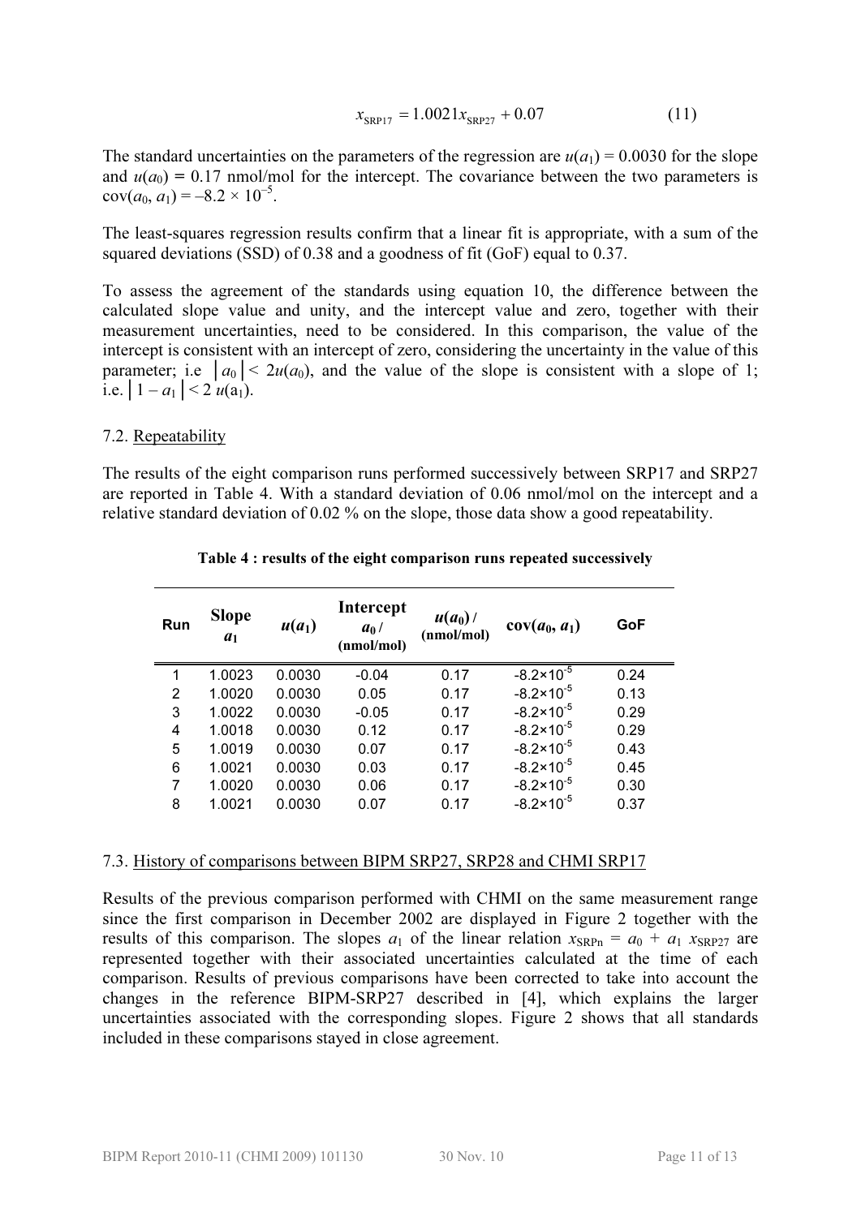$$x_{\mathrm{SRP17}} = 1.0021 x_{\mathrm{SRP27}} + 0.07 \qquad (11)$$

The standard uncertainties on the parameters of the regression are $u(a_1) = 0.0030$ for the slope and $u(a_0) = 0.17$ nmol/mol for the intercept. The covariance between the two parameters is $\mathrm{cov}(a_0, a_1) = -8.2 \times 10^{-5}$.

The least-squares regression results confirm that a linear fit is appropriate, with a sum of the squared deviations (SSD) of 0.38 and a goodness of fit (GoF) equal to 0.37.

To assess the agreement of the standards using equation 10, the difference between the calculated slope value and unity, and the intercept value and zero, together with their measurement uncertainties, need to be considered. In this comparison, the value of the intercept is consistent with an intercept of zero, considering the uncertainty in the value of this parameter; i.e $|a_0| < 2u(a_0)$, and the value of the slope is consistent with a slope of 1; i.e. $|1 - a_1| < 2\,u(a_1)$.

## 7.2. Repeatability

The results of the eight comparison runs performed successively between SRP17 and SRP27 are reported in Table 4. With a standard deviation of 0.06 nmol/mol on the intercept and a relative standard deviation of 0.02 % on the slope, those data show a good repeatability.

**Table 4 : results of the eight comparison runs repeated successively**

| Run | Slope $a_1$ | $u(a_1)$ | Intercept $a_0$ / (nmol/mol) | $u(a_0)$ / (nmol/mol) | $\mathrm{cov}(a_0, a_1)$ | GoF |
|---|---|---|---|---|---|---|
| 1 | 1.0023 | 0.0030 | -0.04 | 0.17 | $-8.2\times10^{-5}$ | 0.24 |
| 2 | 1.0020 | 0.0030 | 0.05 | 0.17 | $-8.2\times10^{-5}$ | 0.13 |
| 3 | 1.0022 | 0.0030 | -0.05 | 0.17 | $-8.2\times10^{-5}$ | 0.29 |
| 4 | 1.0018 | 0.0030 | 0.12 | 0.17 | $-8.2\times10^{-5}$ | 0.29 |
| 5 | 1.0019 | 0.0030 | 0.07 | 0.17 | $-8.2\times10^{-5}$ | 0.43 |
| 6 | 1.0021 | 0.0030 | 0.03 | 0.17 | $-8.2\times10^{-5}$ | 0.45 |
| 7 | 1.0020 | 0.0030 | 0.06 | 0.17 | $-8.2\times10^{-5}$ | 0.30 |
| 8 | 1.0021 | 0.0030 | 0.07 | 0.17 | $-8.2\times10^{-5}$ | 0.37 |

## 7.3. History of comparisons between BIPM SRP27, SRP28 and CHMI SRP17

Results of the previous comparison performed with CHMI on the same measurement range since the first comparison in December 2002 are displayed in Figure 2 together with the results of this comparison. The slopes $a_1$ of the linear relation $x_{\mathrm{SRPn}} = a_0 + a_1\, x_{\mathrm{SRP27}}$ are represented together with their associated uncertainties calculated at the time of each comparison. Results of previous comparisons have been corrected to take into account the changes in the reference BIPM-SRP27 described in [4], which explains the larger uncertainties associated with the corresponding slopes. Figure 2 shows that all standards included in these comparisons stayed in close agreement.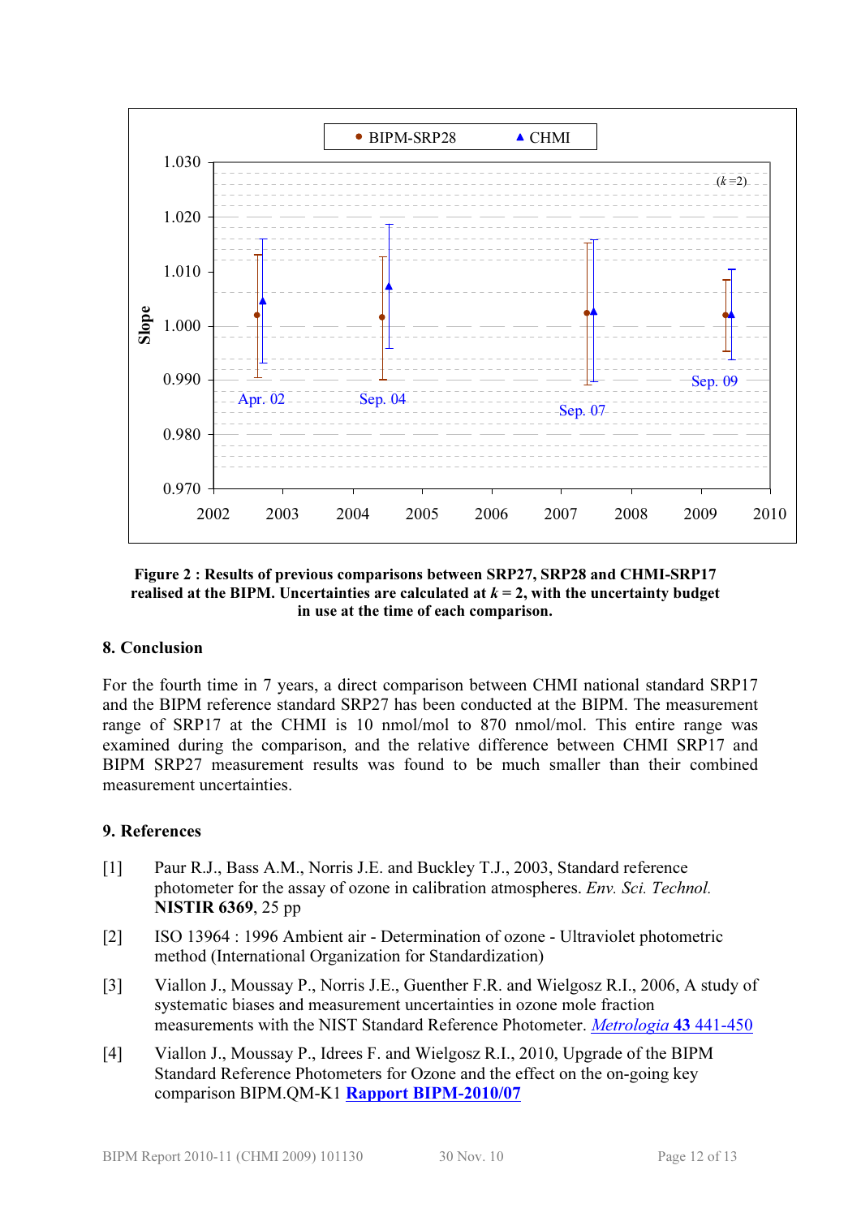**Figure 2 : Results of previous comparisons between SRP27, SRP28 and CHMI-SRP17 realised at the BIPM. Uncertainties are calculated at $k = 2$, with the uncertainty budget in use at the time of each comparison.**

## 8. Conclusion

For the fourth time in 7 years, a direct comparison between CHMI national standard SRP17 and the BIPM reference standard SRP27 has been conducted at the BIPM. The measurement range of SRP17 at the CHMI is 10 nmol/mol to 870 nmol/mol. This entire range was examined during the comparison, and the relative difference between CHMI SRP17 and BIPM SRP27 measurement results was found to be much smaller than their combined measurement uncertainties.

## 9. References

[1] Paur R.J., Bass A.M., Norris J.E. and Buckley T.J., 2003, Standard reference photometer for the assay of ozone in calibration atmospheres. *Env. Sci. Technol.* **NISTIR 6369**, 25 pp

[2] ISO 13964 : 1996 Ambient air - Determination of ozone - Ultraviolet photometric method (International Organization for Standardization)

[3] Viallon J., Moussay P., Norris J.E., Guenther F.R. and Wielgosz R.I., 2006, A study of systematic biases and measurement uncertainties in ozone mole fraction measurements with the NIST Standard Reference Photometer. *Metrologia* **43** 441-450

[4] Viallon J., Moussay P., Idrees F. and Wielgosz R.I., 2010, Upgrade of the BIPM Standard Reference Photometers for Ozone and the effect on the on-going key comparison BIPM.QM-K1 **Rapport BIPM-2010/07**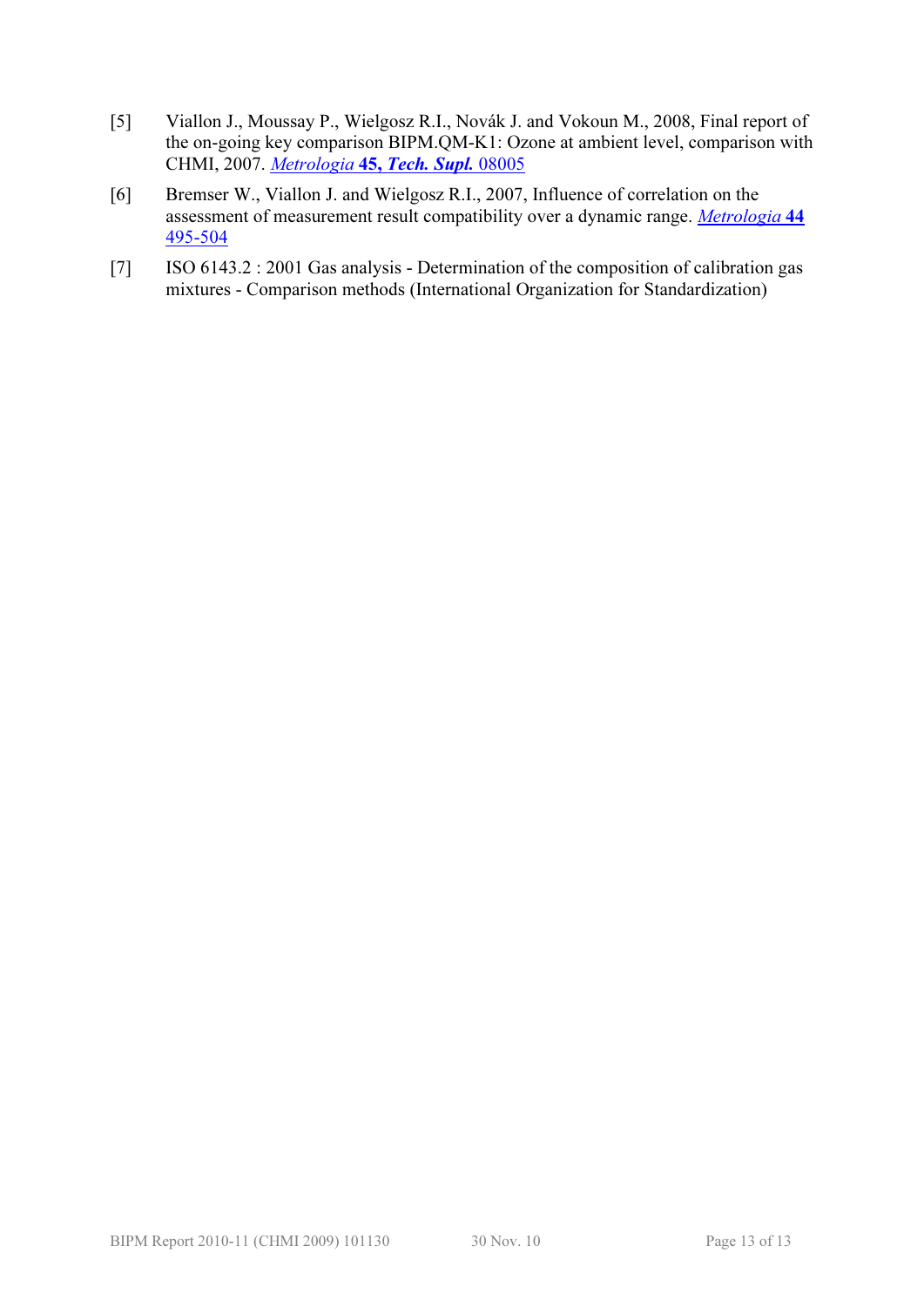[5] Viallon J., Moussay P., Wielgosz R.I., Novák J. and Vokoun M., 2008, Final report of the on-going key comparison BIPM.QM-K1: Ozone at ambient level, comparison with CHMI, 2007. *Metrologia* **45, *Tech. Supl.*** 08005

[6] Bremser W., Viallon J. and Wielgosz R.I., 2007, Influence of correlation on the assessment of measurement result compatibility over a dynamic range. *Metrologia* **44** 495-504

[7] ISO 6143.2 : 2001 Gas analysis - Determination of the composition of calibration gas mixtures - Comparison methods (International Organization for Standardization)